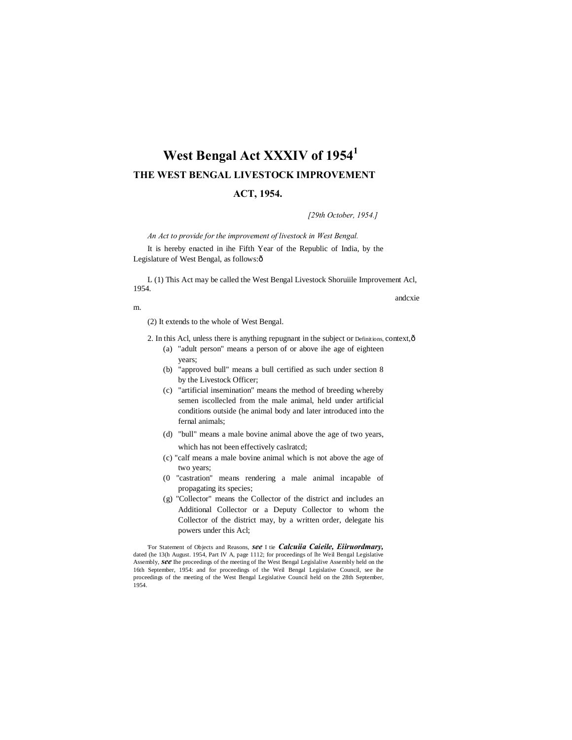# West Bengal Act XXXIV of 1954[1]

## THE WEST BENGAL LIVESTOCK IMPROVEMENT ACT, 1954.

*[29th October, 1954.]*

*An Act to provide for the improvement of livestock in West Bengal.*

It is hereby enacted in ihe Fifth Year of the Republic of India, by the Legislature of West Bengal, as follows:ô

L (1) This Act may be called the West Bengal Livestock Shoruiile Improvement Acl, 1954. andcxie m.

(2) It extends to the whole of West Bengal.

2. In this Acl, unless there is anything repugnant in the subject or Definitions, context,ô

- (a) "adult person" means a person of or above ihe age of eighteen years;
- (b) "approved bull" means a bull certified as such under section 8 by the Livestock Officer;
- (c) "artificial insemination" means the method of breeding whereby semen iscollecled from the male animal, held under artificial conditions outside (he animal body and later introduced into the fernal animals;
- (d) "bull" means a male bovine animal above the age of two years, which has not been effectively caslratcd;
- (c) "calf means a male bovine animal which is not above the age of two years;
- (0 "castration" means rendering a male animal incapable of propagating its species;
- (g) "Collector" means the Collector of the district and includes an Additional Collector or a Deputy Collector to whom the Collector of the district may, by a written order, delegate his powers under this Acl;

[1]For Statement of Objects and Reasons, *see* I tie ***Calcuiia Caieile, Eiiruordmary,*** dated (he 13(h August. 1954, Part IV A, page 1112; for proceedings of lhe Weil Bengal Legislative Assembly, *see* Ihe proceedings of the meeting of Ihe West Bengal Legislalive Assembly held on the 16th September, 1954: and for proceedings of the Weil Bengal Legislative Council, see ihe proceedings of the meeting of the West Bengal Legislative Council held on the 28th September, 1954.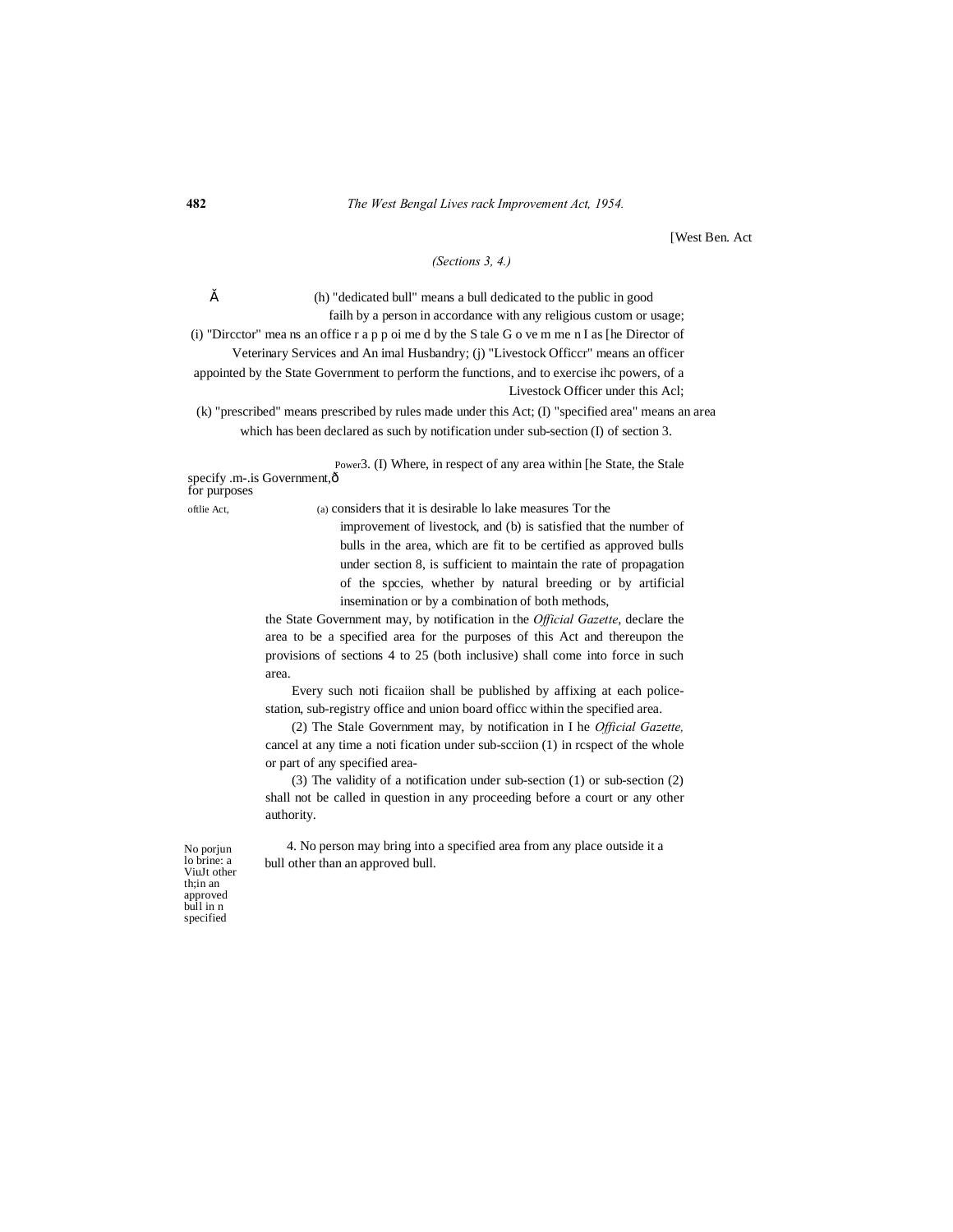[West Ben. Act

*(Sections 3, 4.)*

(h) "dedicated bull" means a bull dedicated to the public in good failh by a person in accordance with any religious custom or usage;

(i) "Dircctor" mea ns an office r a p p oi me d by the S tale G o ve m me n I as [he Director of Veterinary Services and An imal Husbandry;

(j) "Livestock Officcr" means an officer appointed by the State Government to perform the functions, and to exercise ihc powers, of a Livestock Officer under this Acl;

(k) "prescribed" means prescribed by rules made under this Act;

(I) "specified area" means an area which has been declared as such by notification under sub-section (I) of section 3.

Power specify .m-.is for purposes oftlie Act,

3. (I) Where, in respect of any area within [he State, the Stale Government,—

(a) considers that it is desirable lo lake measures Tor the improvement of livestock, and

(b) is satisfied that the number of bulls in the area, which are fit to be certified as approved bulls under section 8, is sufficient to maintain the rate of propagation of the spccies, whether by natural breeding or by artificial insemination or by a combination of both methods,

the State Government may, by notification in the *Official Gazette*, declare the area to be a specified area for the purposes of this Act and thereupon the provisions of sections 4 to 25 (both inclusive) shall come into force in such area.

Every such noti ficaiion shall be published by affixing at each police-station, sub-registry office and union board officc within the specified area.

(2) The Stale Government may, by notification in I he *Official Gazette,* cancel at any time a noti fication under sub-scciion (1) in rcspect of the whole or part of any specified area-

(3) The validity of a notification under sub-section (1) or sub-section (2) shall not be called in question in any proceeding before a court or any other authority.

No porjun lo brine: a ViuJt other th;in an approved bull in n specified

4. No person may bring into a specified area from any place outside it a bull other than an approved bull.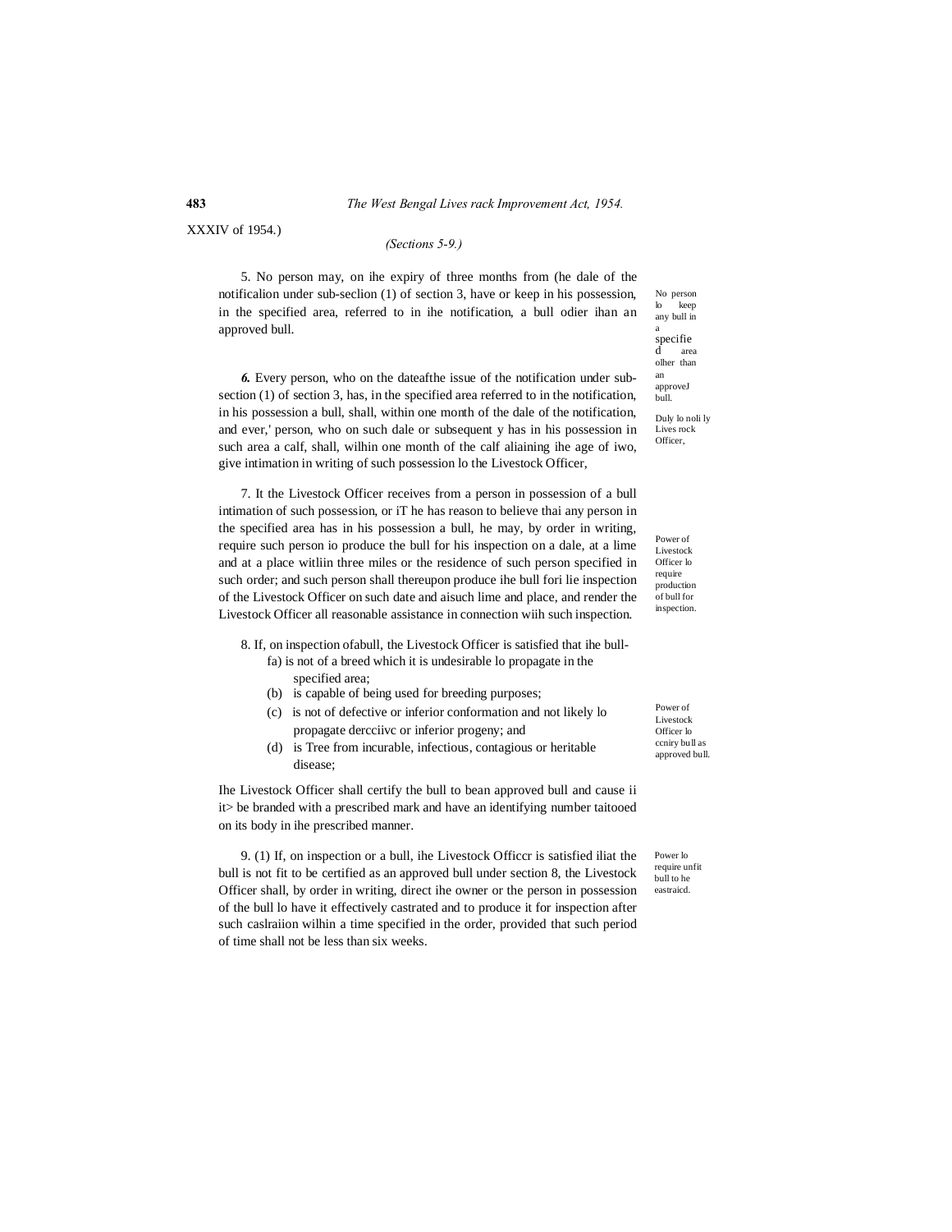XXXIV of 1954.)

*(Sections 5-9.)*

5. No person may, on ihe expiry of three months from (he dale of the notificalion under sub-seclion (1) of section 3, have or keep in his possession, in the specified area, referred to in ihe notification, a bull odier ihan an approved bull.

No person lo keep any bull in a specified area olher than an approveJ bull.

*6.* Every person, who on the dateafthe issue of the notification under sub-section (1) of section 3, has, in the specified area referred to in the notification, in his possession a bull, shall, within one month of the dale of the notification, and ever,' person, who on such dale or subsequent y has in his possession in such area a calf, shall, wilhin one month of the calf aliaining ihe age of iwo, give intimation in writing of such possession lo the Livestock Officer,

Duly lo noli ly Lives rock Officer,

7. It the Livestock Officer receives from a person in possession of a bull intimation of such possession, or iT he has reason to believe thai any person in the specified area has in his possession a bull, he may, by order in writing, require such person io produce the bull for his inspection on a dale, at a lime and at a place witliin three miles or the residence of such person specified in such order; and such person shall thereupon produce ihe bull fori lie inspection of the Livestock Officer on such date and aisuch lime and place, and render the Livestock Officer all reasonable assistance in connection wiih such inspection.

Power of Livestock Officer lo require production of bull for inspection.

8. If, on inspection ofabull, the Livestock Officer is satisfied that ihe bull-

fa) is not of a breed which it is undesirable lo propagate in the specified area;

(b) is capable of being used for breeding purposes;

(c) is not of defective or inferior conformation and not likely lo propagate dercciivc or inferior progeny; and

(d) is Tree from incurable, infectious, contagious or heritable disease;

Ihe Livestock Officer shall certify the bull to bean approved bull and cause ii it> be branded with a prescribed mark and have an identifying number taitooed on its body in ihe prescribed manner.

Power of Livestock Officer lo ccniry bull as approved bull.

9. (1) If, on inspection or a bull, ihe Livestock Officcr is satisfied iliat the bull is not fit to be certified as an approved bull under section 8, the Livestock Officer shall, by order in writing, direct ihe owner or the person in possession of the bull lo have it effectively castrated and to produce it for inspection after such caslraiion wilhin a time specified in the order, provided that such period of time shall not be less than six weeks.

Power lo require unfit bull to he eastraicd.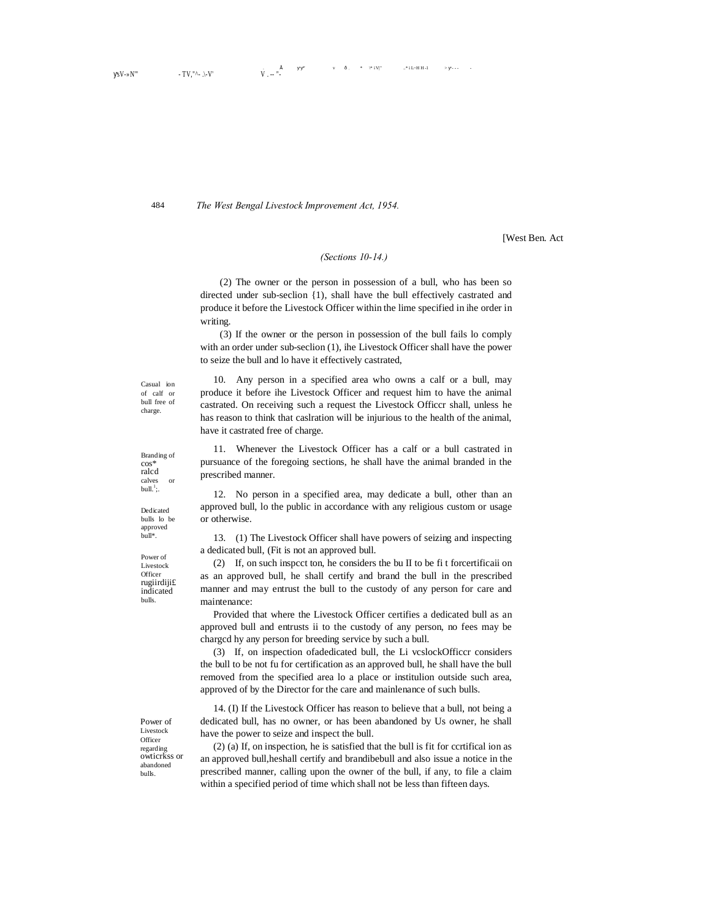*(Sections 10-14.)*

(2) The owner or the person in possession of a bull, who has been so directed under sub-seclion {1), shall have the bull effectively castrated and produce it before the Livestock Officer within the lime specified in ihe order in writing.

(3) If the owner or the person in possession of the bull fails lo comply with an order under sub-seclion (1), ihe Livestock Officer shall have the power to seize the bull and lo have it effectively castrated,

Casual ion of calf or bull free of charge.

10. Any person in a specified area who owns a calf or a bull, may produce it before ihe Livestock Officer and request him to have the animal castrated. On receiving such a request the Livestock Officcr shall, unless he has reason to think that caslration will be injurious to the health of the animal, have it castrated free of charge.

Branding of cos* ralcd calves or bull.;.

11. Whenever the Livestock Officer has a calf or a bull castrated in pursuance of the foregoing sections, he shall have the animal branded in the prescribed manner.

Dedicated bulls lo be approved bull*.

12. No person in a specified area, may dedicate a bull, other than an approved bull, lo the public in accordance with any religious custom or usage or otherwise.

Power of Livestock Officer rugiirdiji£ indicated bulls.

13. (1) The Livestock Officer shall have powers of seizing and inspecting a dedicated bull, (Fit is not an approved bull.

(2) If, on such inspcct ton, he considers the bu II to be fi t forcertificaii on as an approved bull, he shall certify and brand the bull in the prescribed manner and may entrust the bull to the custody of any person for care and maintenance:

Provided that where the Livestock Officer certifies a dedicated bull as an approved bull and entrusts ii to the custody of any person, no fees may be chargcd hy any person for breeding service by such a bull.

(3) If, on inspection ofadedicated bull, the Li vcslockOfficcr considers the bull to be not fu for certification as an approved bull, he shall have the bull removed from the specified area lo a place or institulion outside such area, approved of by the Director for the care and mainlenance of such bulls.

Power of Livestock Officer regarding owticrkss or abandoned bulls.

14. (I) If the Livestock Officer has reason to believe that a bull, not being a dedicated bull, has no owner, or has been abandoned by Us owner, he shall have the power to seize and inspect the bull.

(2) (a) If, on inspection, he is satisfied that the bull is fit for ccrtifical ion as an approved bull,heshall certify and brandibebull and also issue a notice in the prescribed manner, calling upon the owner of the bull, if any, to file a claim within a specified period of time which shall not be less than fifteen days.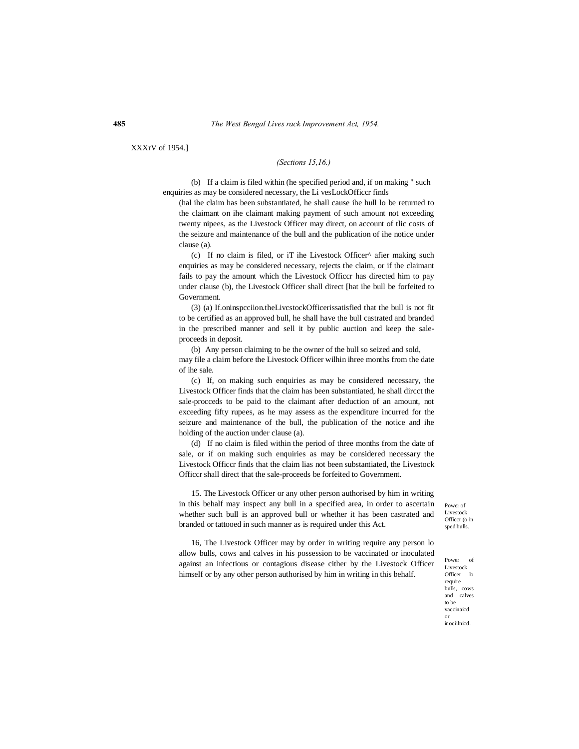XXXrV of 1954.]

*(Sections 15,16.)*

(b) If a claim is filed within (he specified period and, if on making " such enquiries as may be considered necessary, the Li vesLockOfficcr finds (hal ihe claim has been substantiated, he shall cause ihe hull lo be returned to the claimant on ihe claimant making payment of such amount not exceeding twenty nipees, as the Livestock Officer may direct, on account of tlic costs of the seizure and maintenance of the bull and the publication of ihe notice under clause (a).

(c) If no claim is filed, or iT ihe Livestock Officer^ afier making such enquiries as may be considered necessary, rejects the claim, or if the claimant fails to pay the amount which the Livestock Officcr has directed him to pay under clause (b), the Livestock Officer shall direct [hat ihe bull be forfeited to Government.

(3) (a) If.oninspcciion.theLivcstockOfficerissatisfied that the bull is not fit to be certified as an approved bull, he shall have the bull castrated and branded in the prescribed manner and sell it by public auction and keep the sale-proceeds in deposit.

(b) Any person claiming to be the owner of the bull so seized and sold, may file a claim before the Livestock Officer wilhin ihree months from the date of ihe sale.

(c) If, on making such enquiries as may be considered necessary, the Livestock Officer finds that the claim has been substantiated, he shall dircct the sale-procceds to be paid to the claimant after deduction of an amount, not exceeding fifty rupees, as he may assess as the expenditure incurred for the seizure and maintenance of the bull, the publication of the notice and ihe holding of the auction under clause (a).

(d) If no claim is filed within the period of three months from the date of sale, or if on making such enquiries as may be considered necessary the Livestock Officcr finds that the claim lias not been substantiated, the Livestock Officcr shall direct that the sale-proceeds be forfeited to Government.

Power of Livestock Officcr (o in sped bulls.

15. The Livestock Officer or any other person authorised by him in writing in this behalf may inspect any bull in a specified area, in order to ascertain whether such bull is an approved bull or whether it has been castrated and branded or tattooed in such manner as is required under this Act.

Power of Livestock Officer lo require bulls, cows and calves to be vaccinaicd or inociilnicd.

16, The Livestock Officer may by order in writing require any person lo allow bulls, cows and calves in his possession to be vaccinated or inoculated against an infectious or contagious disease cither by the Livestock Officer himself or by any other person authorised by him in writing in this behalf.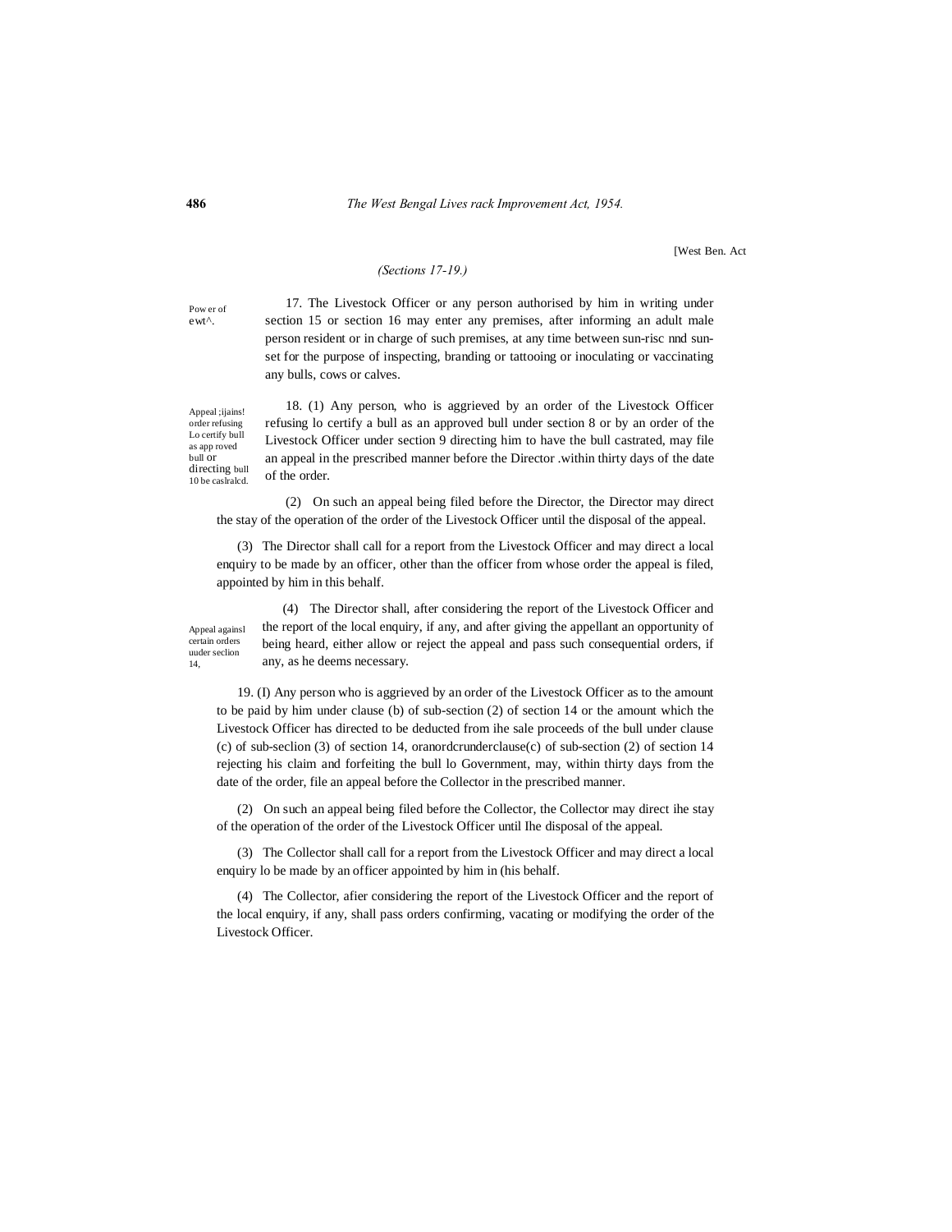[West Ben. Act

*(Sections 17-19.)*

Pow er of ewt^.

17. The Livestock Officer or any person authorised by him in writing under section 15 or section 16 may enter any premises, after informing an adult male person resident or in charge of such premises, at any time between sun-risc nnd sun-set for the purpose of inspecting, branding or tattooing or inoculating or vaccinating any bulls, cows or calves.

Appeal ;ijains! order refusing Lo certify bull as app roved bull or directing bull 10 be caslralcd.

18. (1) Any person, who is aggrieved by an order of the Livestock Officer refusing lo certify a bull as an approved bull under section 8 or by an order of the Livestock Officer under section 9 directing him to have the bull castrated, may file an appeal in the prescribed manner before the Director .within thirty days of the date of the order.

(2) On such an appeal being filed before the Director, the Director may direct the stay of the operation of the order of the Livestock Officer until the disposal of the appeal.

(3) The Director shall call for a report from the Livestock Officer and may direct a local enquiry to be made by an officer, other than the officer from whose order the appeal is filed, appointed by him in this behalf.

(4) The Director shall, after considering the report of the Livestock Officer and the report of the local enquiry, if any, and after giving the appellant an opportunity of being heard, either allow or reject the appeal and pass such consequential orders, if any, as he deems necessary.

Appeal againsl certain orders uuder seclion 14,

19. (I) Any person who is aggrieved by an order of the Livestock Officer as to the amount to be paid by him under clause (b) of sub-section (2) of section 14 or the amount which the Livestock Officer has directed to be deducted from ihe sale proceeds of the bull under clause (c) of sub-seclion (3) of section 14, oranordcrunderclause(c) of sub-section (2) of section 14 rejecting his claim and forfeiting the bull lo Government, may, within thirty days from the date of the order, file an appeal before the Collector in the prescribed manner.

(2) On such an appeal being filed before the Collector, the Collector may direct ihe stay of the operation of the order of the Livestock Officer until Ihe disposal of the appeal.

(3) The Collector shall call for a report from the Livestock Officer and may direct a local enquiry lo be made by an officer appointed by him in (his behalf.

(4) The Collector, afier considering the report of the Livestock Officer and the report of the local enquiry, if any, shall pass orders confirming, vacating or modifying the order of the Livestock Officer.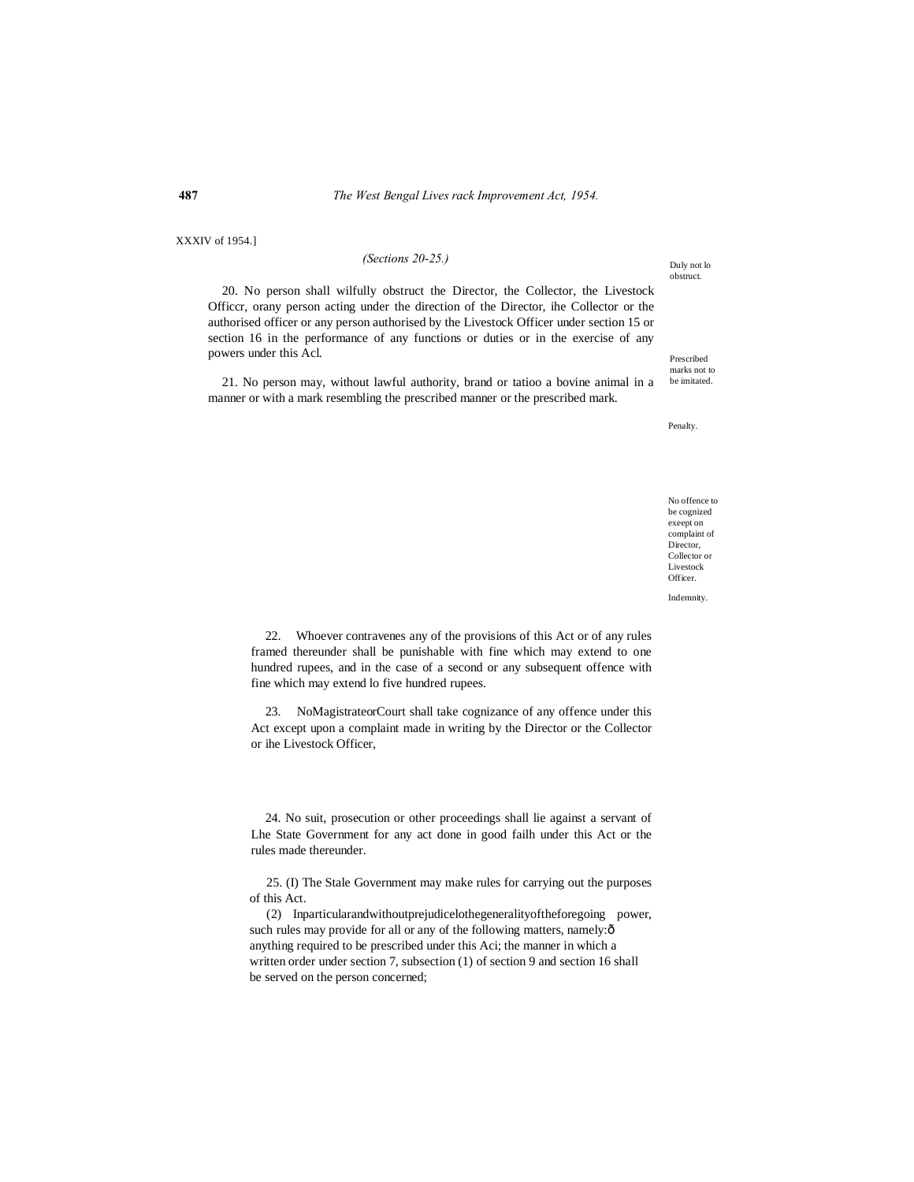XXXIV of 1954.]

*(Sections 20-25.)*

Duly not lo obstruct.

20. No person shall wilfully obstruct the Director, the Collector, the Livestock Officcr, orany person acting under the direction of the Director, ihe Collector or the authorised officer or any person authorised by the Livestock Officer under section 15 or section 16 in the performance of any functions or duties or in the exercise of any powers under this Acl.

Prescribed marks not to be imitated.

21. No person may, without lawful authority, brand or tatioo a bovine animal in a manner or with a mark resembling the prescribed manner or the prescribed mark.

Penalty.

22. Whoever contravenes any of the provisions of this Act or of any rules framed thereunder shall be punishable with fine which may extend to one hundred rupees, and in the case of a second or any subsequent offence with fine which may extend lo five hundred rupees.

No offence to be cognized exeept on complaint of Director, Collector or Livestock Officer.

23. NoMagistrateorCourt shall take cognizance of any offence under this Act except upon a complaint made in writing by the Director or the Collector or ihe Livestock Officer,

Indemnity.

24. No suit, prosecution or other proceedings shall lie against a servant of Lhe State Government for any act done in good failh under this Act or the rules made thereunder.

25. (I) The Stale Government may make rules for carrying out the purposes of this Act.

(2) Inparticularandwithoutprejudicelothegeneralityoftheforegoing power, such rules may provide for all or any of the following matters, namely:ð anything required to be prescribed under this Aci; the manner in which a written order under section 7, subsection (1) of section 9 and section 16 shall be served on the person concerned;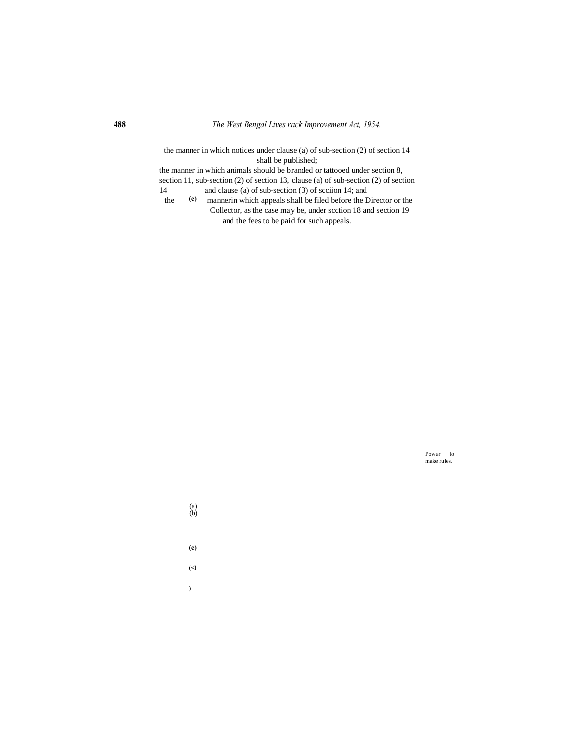the manner in which notices under clause (a) of sub-section (2) of section 14 shall be published;

the manner in which animals should be branded or tattooed under section 8, section 11, sub-section (2) of section 13, clause (a) of sub-section (2) of section 14 and clause (a) of sub-section (3) of scciion 14; and

**(e)** the mannerin which appeals shall be filed before the Director or the Collector, as the case may be, under scction 18 and section 19 and the fees to be paid for such appeals.

Power lo make rules.

(a)
(b)

**(c)**

**(<l**

**)**